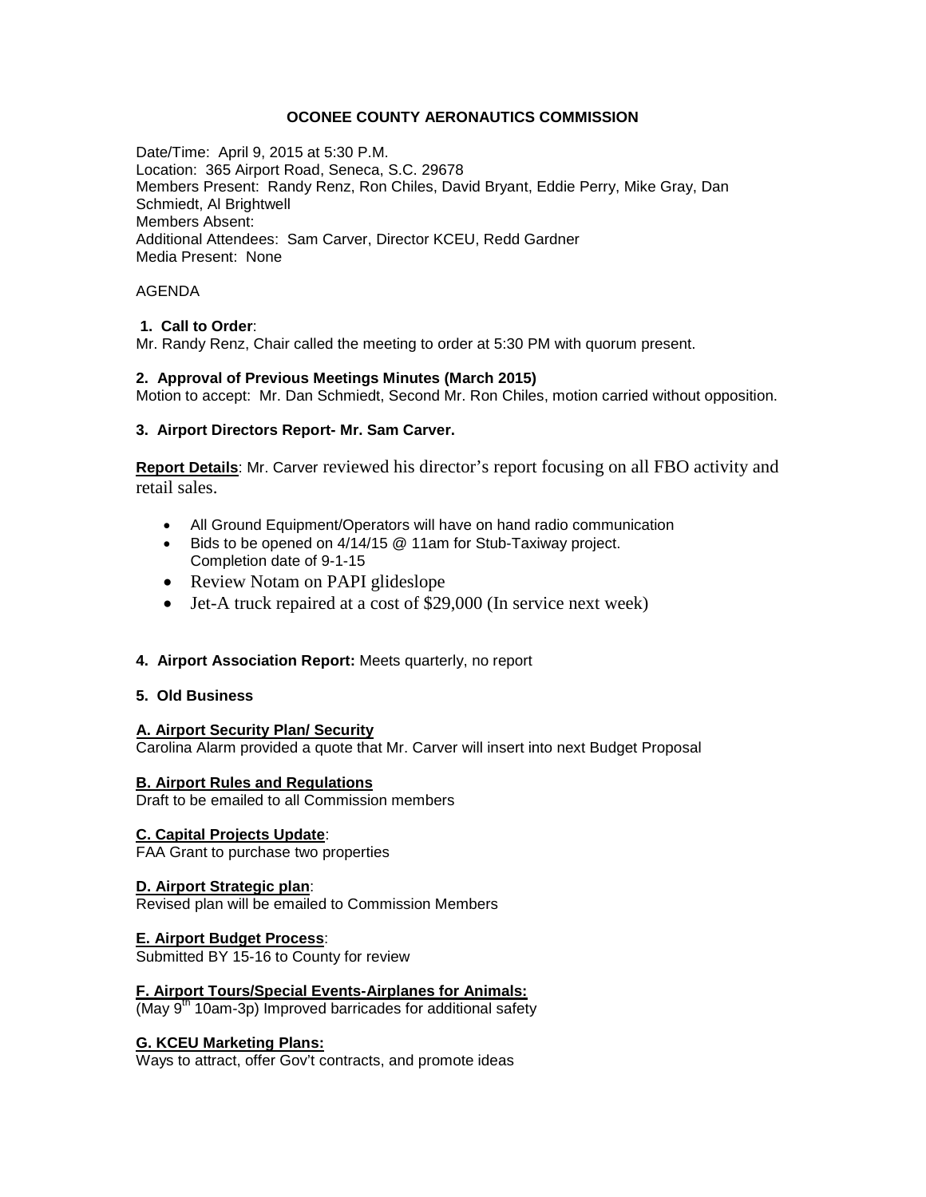# OCONEE COUNTY AERONAUTICS COMMISSION

Date/Time: April 9, 2015 at 5:30 P.M.
Location: 365 Airport Road, Seneca, S.C. 29678
Members Present: Randy Renz, Ron Chiles, David Bryant, Eddie Perry, Mike Gray, Dan Schmiedt, Al Brightwell
Members Absent:
Additional Attendees: Sam Carver, Director KCEU, Redd Gardner
Media Present: None

AGENDA

**1. Call to Order**:
Mr. Randy Renz, Chair called the meeting to order at 5:30 PM with quorum present.

**2. Approval of Previous Meetings Minutes (March 2015)**
Motion to accept: Mr. Dan Schmiedt, Second Mr. Ron Chiles, motion carried without opposition.

**3. Airport Directors Report- Mr. Sam Carver.**

**Report Details**: Mr. Carver reviewed his director's report focusing on all FBO activity and retail sales.

- All Ground Equipment/Operators will have on hand radio communication
- Bids to be opened on 4/14/15 @ 11am for Stub-Taxiway project. Completion date of 9-1-15
- Review Notam on PAPI glideslope
- Jet-A truck repaired at a cost of $29,000 (In service next week)

**4. Airport Association Report:** Meets quarterly, no report

**5. Old Business**

**A. Airport Security Plan/ Security**
Carolina Alarm provided a quote that Mr. Carver will insert into next Budget Proposal

**B. Airport Rules and Regulations**
Draft to be emailed to all Commission members

**C. Capital Projects Update**:
FAA Grant to purchase two properties

**D. Airport Strategic plan**:
Revised plan will be emailed to Commission Members

**E. Airport Budget Process**:
Submitted BY 15-16 to County for review

**F. Airport Tours/Special Events-Airplanes for Animals:**
(May 9th 10am-3p) Improved barricades for additional safety

**G. KCEU Marketing Plans:**
Ways to attract, offer Gov't contracts, and promote ideas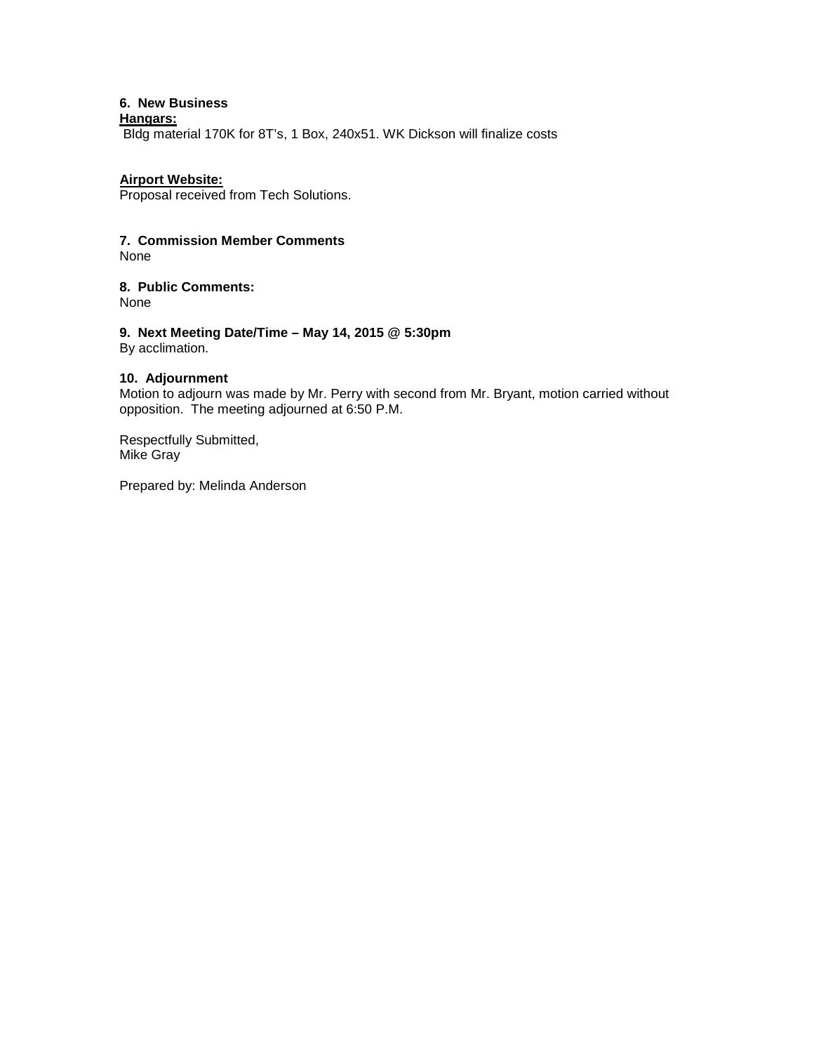**6. New Business**

**Hangars:**

Bldg material 170K for 8T's, 1 Box, 240x51. WK Dickson will finalize costs

**Airport Website:**

Proposal received from Tech Solutions.

**7. Commission Member Comments**

None

**8. Public Comments:**

None

**9. Next Meeting Date/Time – May 14, 2015 @ 5:30pm**

By acclimation.

**10. Adjournment**

Motion to adjourn was made by Mr. Perry with second from Mr. Bryant, motion carried without opposition. The meeting adjourned at 6:50 P.M.

Respectfully Submitted,
Mike Gray

Prepared by: Melinda Anderson